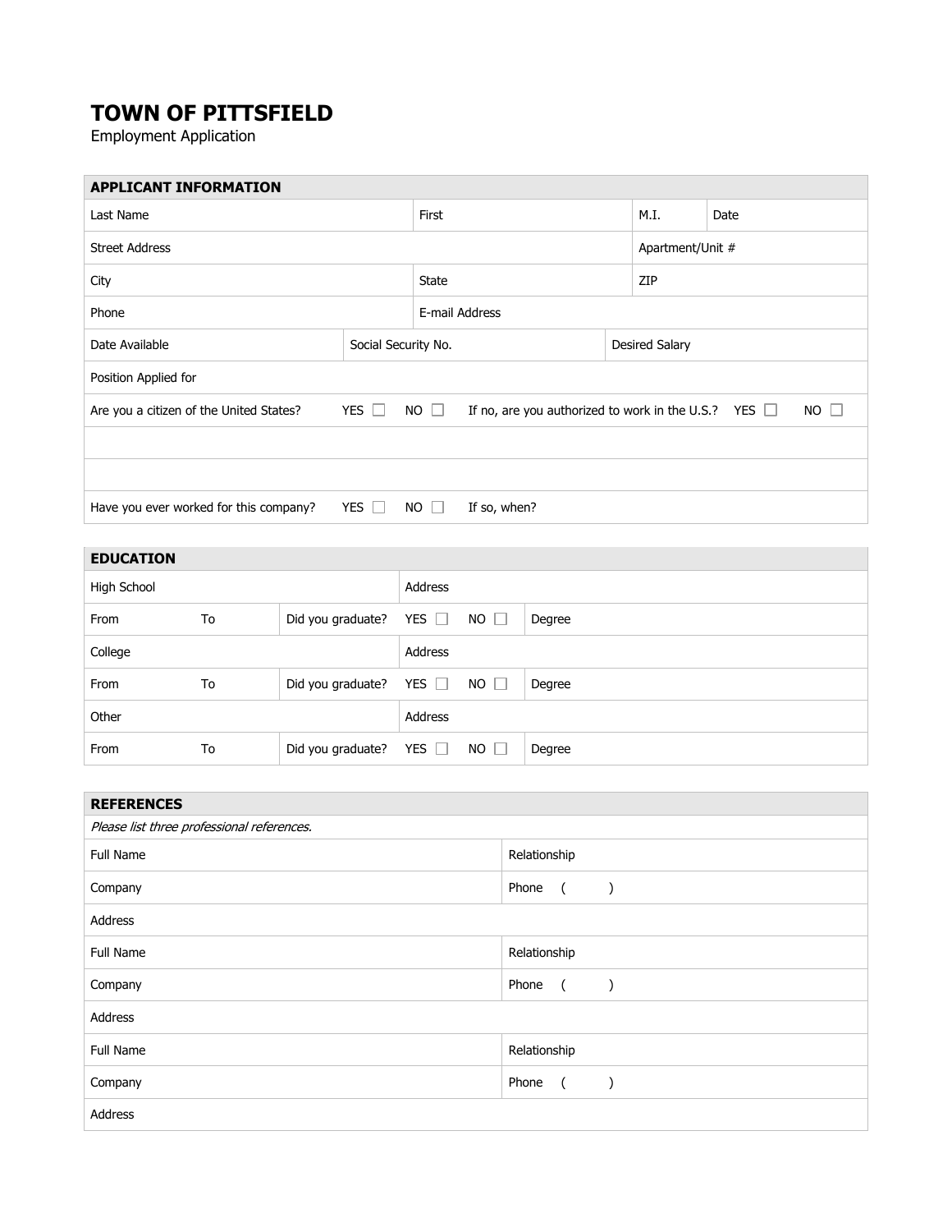# TOWN OF PITTSFIELD

Employment Application

| APPLICANT INFORMATION | | | | | | | |
|---|---|---|---|---|---|---|---|
| Last Name | | First | | | M.I. | Date | |
| Street Address | | | | | Apartment/Unit # | | |
| City | | State | | | ZIP | | |
| Phone | | E-mail Address | | | | | |
| Date Available | Social Security No. | | Desired Salary | | | | |
| Position Applied for | | | | | | | |
| Are you a citizen of the United States? | YES ☐ | NO ☐ | If no, are you authorized to work in the U.S.? | YES ☐ | NO ☐ | | |
| | | | | | | | |
| | | | | | | | |
| Have you ever worked for this company? | YES ☐ | NO ☐ | If so, when? | | | | |

| EDUCATION | | | | | |
|---|---|---|---|---|---|
| High School | | | Address | | |
| From | To | Did you graduate? | YES ☐ | NO ☐ | Degree |
| College | | | Address | | |
| From | To | Did you graduate? | YES ☐ | NO ☐ | Degree |
| Other | | | Address | | |
| From | To | Did you graduate? | YES ☐ | NO ☐ | Degree |

| REFERENCES | |
|---|---|
| *Please list three professional references.* | |
| Full Name | Relationship |
| Company | Phone ( ) |
| Address | |
| Full Name | Relationship |
| Company | Phone ( ) |
| Address | |
| Full Name | Relationship |
| Company | Phone ( ) |
| Address | |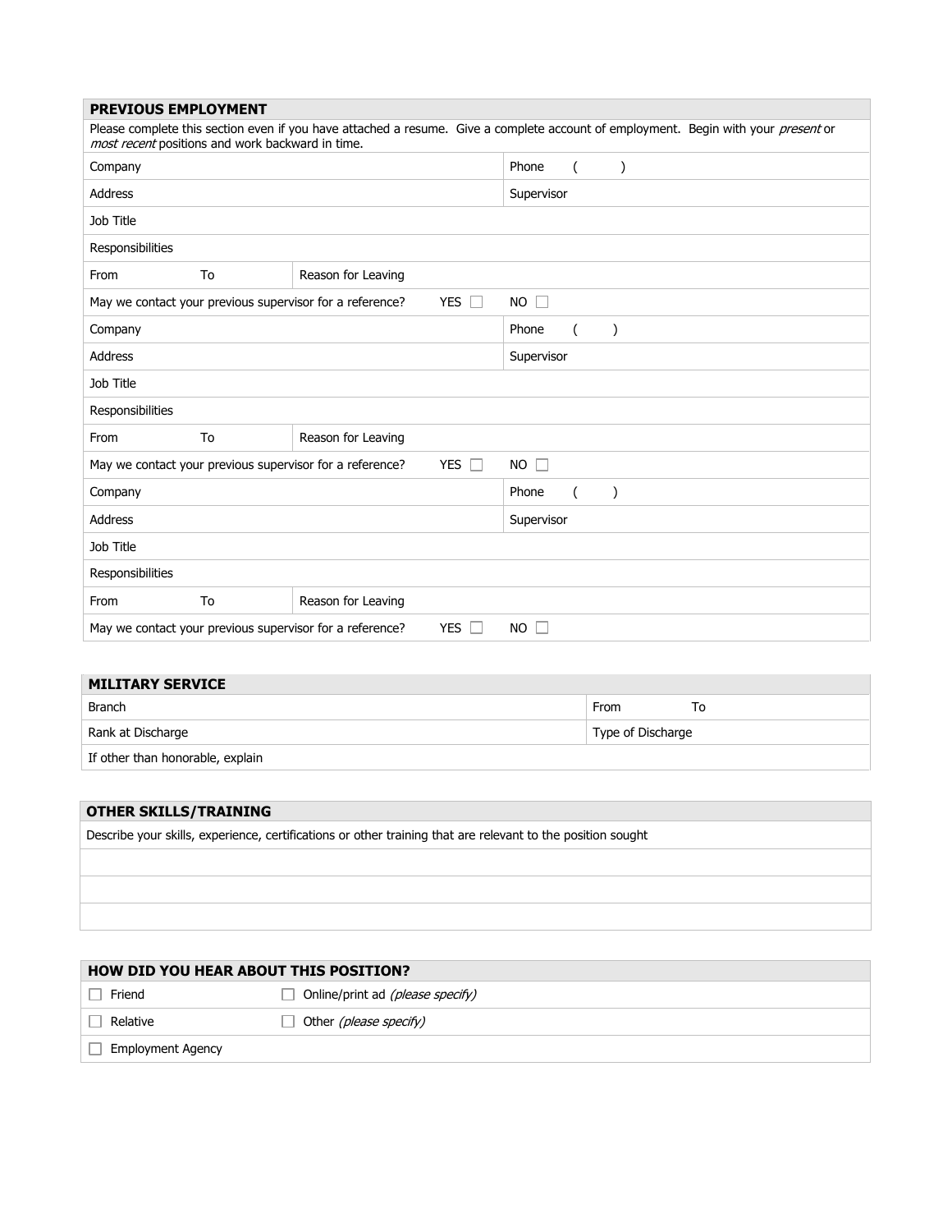## PREVIOUS EMPLOYMENT

Please complete this section even if you have attached a resume. Give a complete account of employment. Begin with your *present* or *most recent* positions and work backward in time.

| | | | |
|---|---|---|---|
| Company | | | Phone ( ) |
| Address | | | Supervisor |
| Job Title | | | |
| Responsibilities | | | |
| From | To | Reason for Leaving | |
| May we contact your previous supervisor for a reference? | | YES ☐ | NO ☐ |
| Company | | | Phone ( ) |
| Address | | | Supervisor |
| Job Title | | | |
| Responsibilities | | | |
| From | To | Reason for Leaving | |
| May we contact your previous supervisor for a reference? | | YES ☐ | NO ☐ |
| Company | | | Phone ( ) |
| Address | | | Supervisor |
| Job Title | | | |
| Responsibilities | | | |
| From | To | Reason for Leaving | |
| May we contact your previous supervisor for a reference? | | YES ☐ | NO ☐ |

## MILITARY SERVICE

| | |
|---|---|
| Branch | From To |
| Rank at Discharge | Type of Discharge |
| If other than honorable, explain | |

## OTHER SKILLS/TRAINING

Describe your skills, experience, certifications or other training that are relevant to the position sought

## HOW DID YOU HEAR ABOUT THIS POSITION?

| | |
|---|---|
| ☐ Friend | ☐ Online/print ad *(please specify)* |
| ☐ Relative | ☐ Other *(please specify)* |
| ☐ Employment Agency | |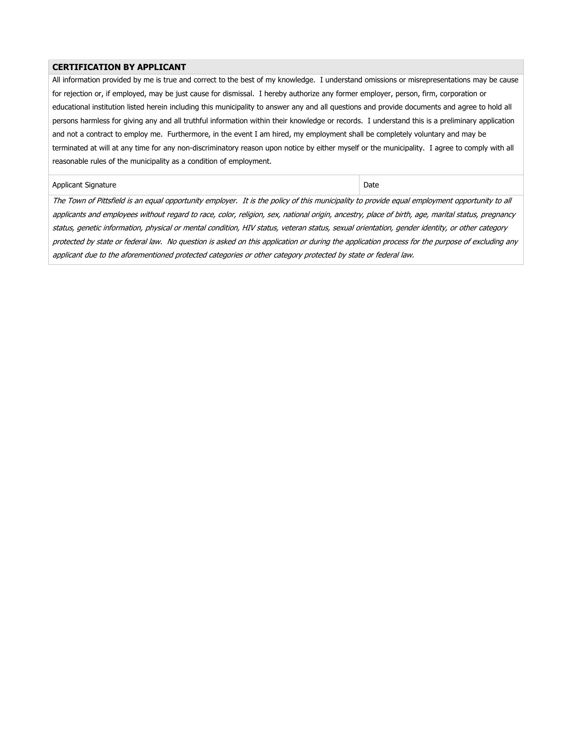## CERTIFICATION BY APPLICANT

All information provided by me is true and correct to the best of my knowledge. I understand omissions or misrepresentations may be cause for rejection or, if employed, may be just cause for dismissal. I hereby authorize any former employer, person, firm, corporation or educational institution listed herein including this municipality to answer any and all questions and provide documents and agree to hold all persons harmless for giving any and all truthful information within their knowledge or records. I understand this is a preliminary application and not a contract to employ me. Furthermore, in the event I am hired, my employment shall be completely voluntary and may be terminated at will at any time for any non-discriminatory reason upon notice by either myself or the municipality. I agree to comply with all reasonable rules of the municipality as a condition of employment.

| | |
|---|---|
| Applicant Signature | Date |

*The Town of Pittsfield is an equal opportunity employer. It is the policy of this municipality to provide equal employment opportunity to all applicants and employees without regard to race, color, religion, sex, national origin, ancestry, place of birth, age, marital status, pregnancy status, genetic information, physical or mental condition, HIV status, veteran status, sexual orientation, gender identity, or other category protected by state or federal law. No question is asked on this application or during the application process for the purpose of excluding any applicant due to the aforementioned protected categories or other category protected by state or federal law.*